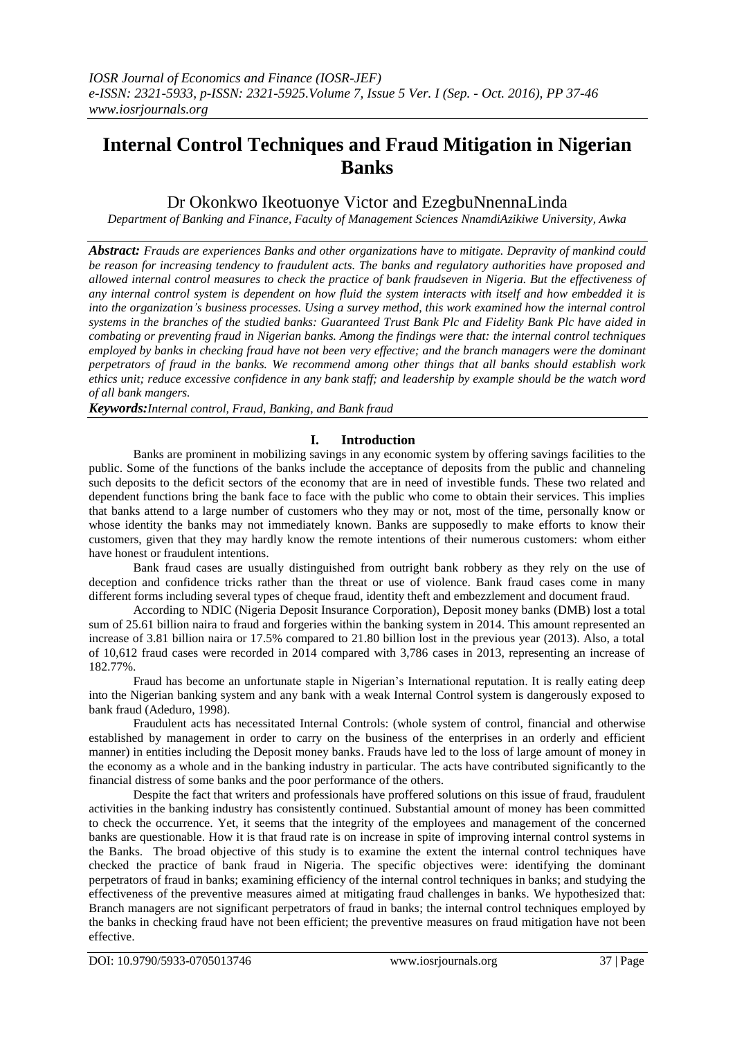# Internal Control Techniques and Fraud Mitigation in Nigerian Banks

Dr Okonkwo Ikeotuonye Victor and EzegbuNnennaLinda

*Department of Banking and Finance, Faculty of Management Sciences NnamdiAzikiwe University, Awka*

***Abstract:*** *Frauds are experiences Banks and other organizations have to mitigate. Depravity of mankind could be reason for increasing tendency to fraudulent acts. The banks and regulatory authorities have proposed and allowed internal control measures to check the practice of bank fraudseven in Nigeria. But the effectiveness of any internal control system is dependent on how fluid the system interacts with itself and how embedded it is into the organization's business processes. Using a survey method, this work examined how the internal control systems in the branches of the studied banks: Guaranteed Trust Bank Plc and Fidelity Bank Plc have aided in combating or preventing fraud in Nigerian banks. Among the findings were that: the internal control techniques employed by banks in checking fraud have not been very effective; and the branch managers were the dominant perpetrators of fraud in the banks. We recommend among other things that all banks should establish work ethics unit; reduce excessive confidence in any bank staff; and leadership by example should be the watch word of all bank mangers.*

***Keywords:****Internal control, Fraud, Banking, and Bank fraud*

## I. Introduction

Banks are prominent in mobilizing savings in any economic system by offering savings facilities to the public. Some of the functions of the banks include the acceptance of deposits from the public and channeling such deposits to the deficit sectors of the economy that are in need of investible funds. These two related and dependent functions bring the bank face to face with the public who come to obtain their services. This implies that banks attend to a large number of customers who they may or not, most of the time, personally know or whose identity the banks may not immediately known. Banks are supposedly to make efforts to know their customers, given that they may hardly know the remote intentions of their numerous customers: whom either have honest or fraudulent intentions.

Bank fraud cases are usually distinguished from outright bank robbery as they rely on the use of deception and confidence tricks rather than the threat or use of violence. Bank fraud cases come in many different forms including several types of cheque fraud, identity theft and embezzlement and document fraud.

According to NDIC (Nigeria Deposit Insurance Corporation), Deposit money banks (DMB) lost a total sum of 25.61 billion naira to fraud and forgeries within the banking system in 2014. This amount represented an increase of 3.81 billion naira or 17.5% compared to 21.80 billion lost in the previous year (2013). Also, a total of 10,612 fraud cases were recorded in 2014 compared with 3,786 cases in 2013, representing an increase of 182.77%.

Fraud has become an unfortunate staple in Nigerian's International reputation. It is really eating deep into the Nigerian banking system and any bank with a weak Internal Control system is dangerously exposed to bank fraud (Adeduro, 1998).

Fraudulent acts has necessitated Internal Controls: (whole system of control, financial and otherwise established by management in order to carry on the business of the enterprises in an orderly and efficient manner) in entities including the Deposit money banks. Frauds have led to the loss of large amount of money in the economy as a whole and in the banking industry in particular. The acts have contributed significantly to the financial distress of some banks and the poor performance of the others.

Despite the fact that writers and professionals have proffered solutions on this issue of fraud, fraudulent activities in the banking industry has consistently continued. Substantial amount of money has been committed to check the occurrence. Yet, it seems that the integrity of the employees and management of the concerned banks are questionable. How it is that fraud rate is on increase in spite of improving internal control systems in the Banks. The broad objective of this study is to examine the extent the internal control techniques have checked the practice of bank fraud in Nigeria. The specific objectives were: identifying the dominant perpetrators of fraud in banks; examining efficiency of the internal control techniques in banks; and studying the effectiveness of the preventive measures aimed at mitigating fraud challenges in banks. We hypothesized that: Branch managers are not significant perpetrators of fraud in banks; the internal control techniques employed by the banks in checking fraud have not been efficient; the preventive measures on fraud mitigation have not been effective.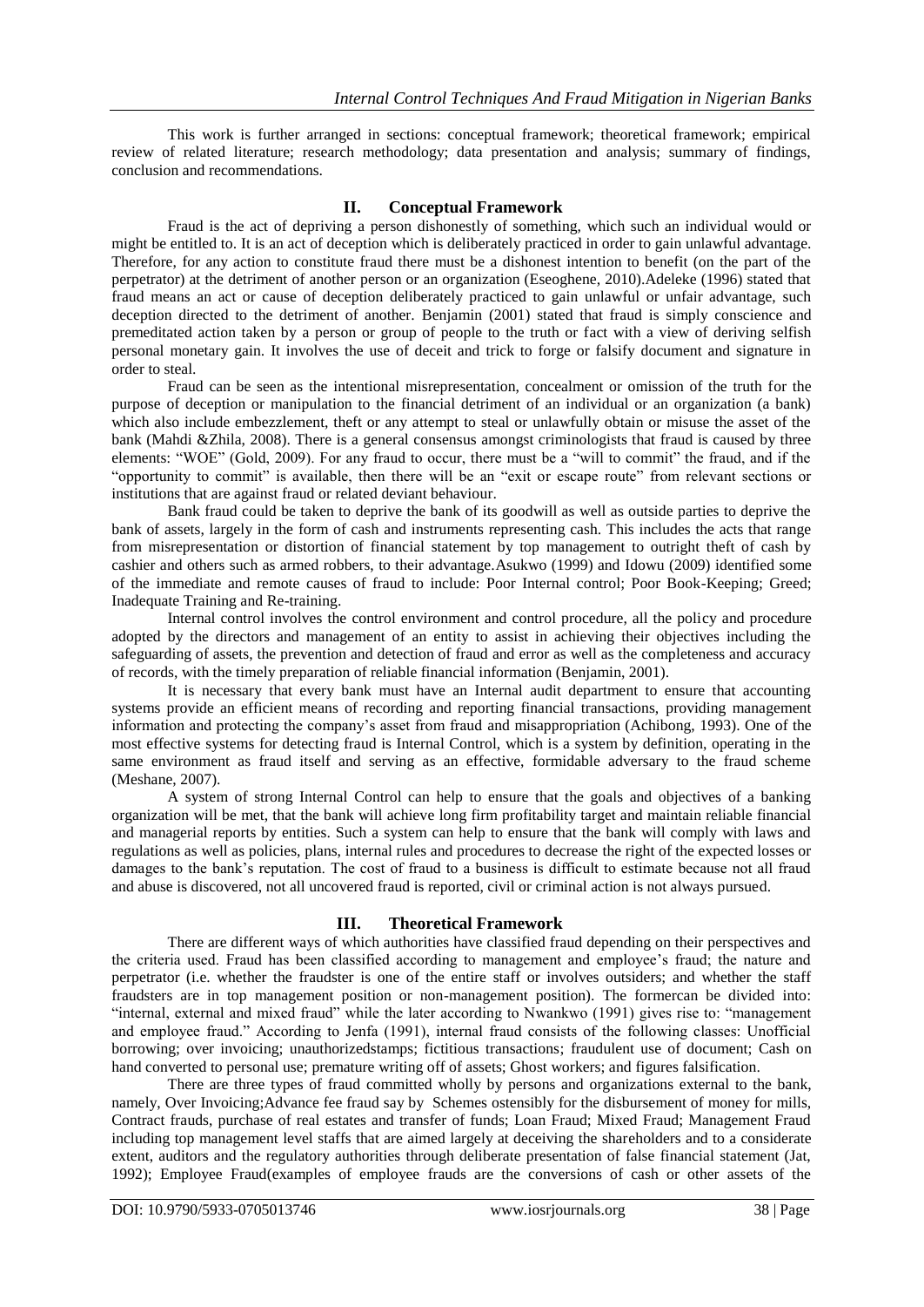This work is further arranged in sections: conceptual framework; theoretical framework; empirical review of related literature; research methodology; data presentation and analysis; summary of findings, conclusion and recommendations.

## II. Conceptual Framework

Fraud is the act of depriving a person dishonestly of something, which such an individual would or might be entitled to. It is an act of deception which is deliberately practiced in order to gain unlawful advantage. Therefore, for any action to constitute fraud there must be a dishonest intention to benefit (on the part of the perpetrator) at the detriment of another person or an organization (Eseoghene, 2010).Adeleke (1996) stated that fraud means an act or cause of deception deliberately practiced to gain unlawful or unfair advantage, such deception directed to the detriment of another. Benjamin (2001) stated that fraud is simply conscience and premeditated action taken by a person or group of people to the truth or fact with a view of deriving selfish personal monetary gain. It involves the use of deceit and trick to forge or falsify document and signature in order to steal.

Fraud can be seen as the intentional misrepresentation, concealment or omission of the truth for the purpose of deception or manipulation to the financial detriment of an individual or an organization (a bank) which also include embezzlement, theft or any attempt to steal or unlawfully obtain or misuse the asset of the bank (Mahdi &Zhila, 2008). There is a general consensus amongst criminologists that fraud is caused by three elements: "WOE" (Gold, 2009). For any fraud to occur, there must be a "will to commit" the fraud, and if the "opportunity to commit" is available, then there will be an "exit or escape route" from relevant sections or institutions that are against fraud or related deviant behaviour.

Bank fraud could be taken to deprive the bank of its goodwill as well as outside parties to deprive the bank of assets, largely in the form of cash and instruments representing cash. This includes the acts that range from misrepresentation or distortion of financial statement by top management to outright theft of cash by cashier and others such as armed robbers, to their advantage.Asukwo (1999) and Idowu (2009) identified some of the immediate and remote causes of fraud to include: Poor Internal control; Poor Book-Keeping; Greed; Inadequate Training and Re-training.

Internal control involves the control environment and control procedure, all the policy and procedure adopted by the directors and management of an entity to assist in achieving their objectives including the safeguarding of assets, the prevention and detection of fraud and error as well as the completeness and accuracy of records, with the timely preparation of reliable financial information (Benjamin, 2001).

It is necessary that every bank must have an Internal audit department to ensure that accounting systems provide an efficient means of recording and reporting financial transactions, providing management information and protecting the company's asset from fraud and misappropriation (Achibong, 1993). One of the most effective systems for detecting fraud is Internal Control, which is a system by definition, operating in the same environment as fraud itself and serving as an effective, formidable adversary to the fraud scheme (Meshane, 2007).

A system of strong Internal Control can help to ensure that the goals and objectives of a banking organization will be met, that the bank will achieve long firm profitability target and maintain reliable financial and managerial reports by entities. Such a system can help to ensure that the bank will comply with laws and regulations as well as policies, plans, internal rules and procedures to decrease the right of the expected losses or damages to the bank's reputation. The cost of fraud to a business is difficult to estimate because not all fraud and abuse is discovered, not all uncovered fraud is reported, civil or criminal action is not always pursued.

## III. Theoretical Framework

There are different ways of which authorities have classified fraud depending on their perspectives and the criteria used. Fraud has been classified according to management and employee's fraud; the nature and perpetrator (i.e. whether the fraudster is one of the entire staff or involves outsiders; and whether the staff fraudsters are in top management position or non-management position). The formercan be divided into: "internal, external and mixed fraud" while the later according to Nwankwo (1991) gives rise to: "management and employee fraud." According to Jenfa (1991), internal fraud consists of the following classes: Unofficial borrowing; over invoicing; unauthorizedstamps; fictitious transactions; fraudulent use of document; Cash on hand converted to personal use; premature writing off of assets; Ghost workers; and figures falsification.

There are three types of fraud committed wholly by persons and organizations external to the bank, namely, Over Invoicing;Advance fee fraud say by Schemes ostensibly for the disbursement of money for mills, Contract frauds, purchase of real estates and transfer of funds; Loan Fraud; Mixed Fraud; Management Fraud including top management level staffs that are aimed largely at deceiving the shareholders and to a considerate extent, auditors and the regulatory authorities through deliberate presentation of false financial statement (Jat, 1992); Employee Fraud(examples of employee frauds are the conversions of cash or other assets of the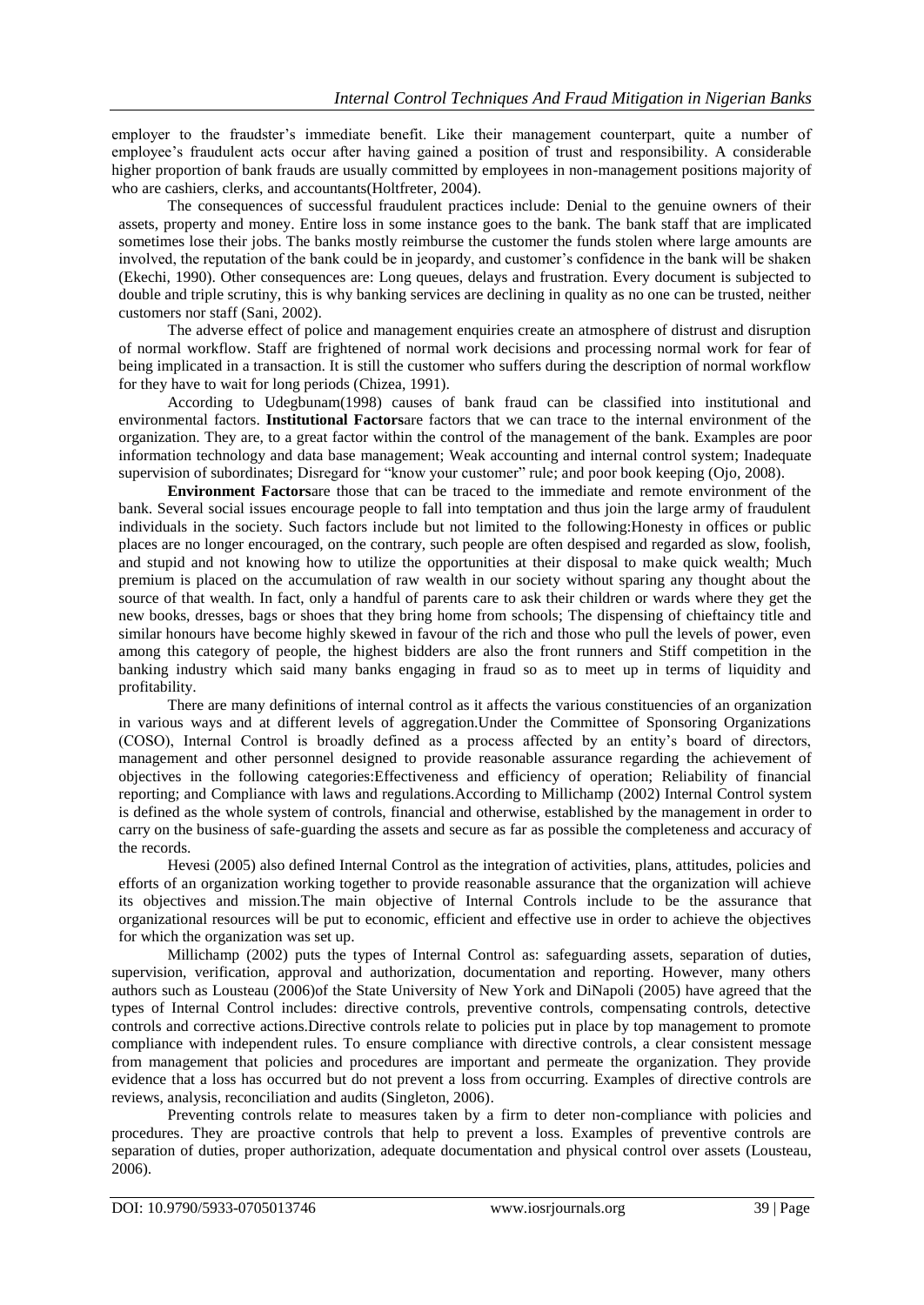employer to the fraudster's immediate benefit. Like their management counterpart, quite a number of employee's fraudulent acts occur after having gained a position of trust and responsibility. A considerable higher proportion of bank frauds are usually committed by employees in non-management positions majority of who are cashiers, clerks, and accountants(Holtfreter, 2004).

The consequences of successful fraudulent practices include: Denial to the genuine owners of their assets, property and money. Entire loss in some instance goes to the bank. The bank staff that are implicated sometimes lose their jobs. The banks mostly reimburse the customer the funds stolen where large amounts are involved, the reputation of the bank could be in jeopardy, and customer's confidence in the bank will be shaken (Ekechi, 1990). Other consequences are: Long queues, delays and frustration. Every document is subjected to double and triple scrutiny, this is why banking services are declining in quality as no one can be trusted, neither customers nor staff (Sani, 2002).

The adverse effect of police and management enquiries create an atmosphere of distrust and disruption of normal workflow. Staff are frightened of normal work decisions and processing normal work for fear of being implicated in a transaction. It is still the customer who suffers during the description of normal workflow for they have to wait for long periods (Chizea, 1991).

According to Udegbunam(1998) causes of bank fraud can be classified into institutional and environmental factors. **Institutional Factors**are factors that we can trace to the internal environment of the organization. They are, to a great factor within the control of the management of the bank. Examples are poor information technology and data base management; Weak accounting and internal control system; Inadequate supervision of subordinates; Disregard for "know your customer" rule; and poor book keeping (Ojo, 2008).

**Environment Factors**are those that can be traced to the immediate and remote environment of the bank. Several social issues encourage people to fall into temptation and thus join the large army of fraudulent individuals in the society. Such factors include but not limited to the following:Honesty in offices or public places are no longer encouraged, on the contrary, such people are often despised and regarded as slow, foolish, and stupid and not knowing how to utilize the opportunities at their disposal to make quick wealth; Much premium is placed on the accumulation of raw wealth in our society without sparing any thought about the source of that wealth. In fact, only a handful of parents care to ask their children or wards where they get the new books, dresses, bags or shoes that they bring home from schools; The dispensing of chieftaincy title and similar honours have become highly skewed in favour of the rich and those who pull the levels of power, even among this category of people, the highest bidders are also the front runners and Stiff competition in the banking industry which said many banks engaging in fraud so as to meet up in terms of liquidity and profitability.

There are many definitions of internal control as it affects the various constituencies of an organization in various ways and at different levels of aggregation.Under the Committee of Sponsoring Organizations (COSO), Internal Control is broadly defined as a process affected by an entity's board of directors, management and other personnel designed to provide reasonable assurance regarding the achievement of objectives in the following categories:Effectiveness and efficiency of operation; Reliability of financial reporting; and Compliance with laws and regulations.According to Millichamp (2002) Internal Control system is defined as the whole system of controls, financial and otherwise, established by the management in order to carry on the business of safe-guarding the assets and secure as far as possible the completeness and accuracy of the records.

Hevesi (2005) also defined Internal Control as the integration of activities, plans, attitudes, policies and efforts of an organization working together to provide reasonable assurance that the organization will achieve its objectives and mission.The main objective of Internal Controls include to be the assurance that organizational resources will be put to economic, efficient and effective use in order to achieve the objectives for which the organization was set up.

Millichamp (2002) puts the types of Internal Control as: safeguarding assets, separation of duties, supervision, verification, approval and authorization, documentation and reporting. However, many others authors such as Lousteau (2006)of the State University of New York and DiNapoli (2005) have agreed that the types of Internal Control includes: directive controls, preventive controls, compensating controls, detective controls and corrective actions.Directive controls relate to policies put in place by top management to promote compliance with independent rules. To ensure compliance with directive controls, a clear consistent message from management that policies and procedures are important and permeate the organization. They provide evidence that a loss has occurred but do not prevent a loss from occurring. Examples of directive controls are reviews, analysis, reconciliation and audits (Singleton, 2006).

Preventing controls relate to measures taken by a firm to deter non-compliance with policies and procedures. They are proactive controls that help to prevent a loss. Examples of preventive controls are separation of duties, proper authorization, adequate documentation and physical control over assets (Lousteau, 2006).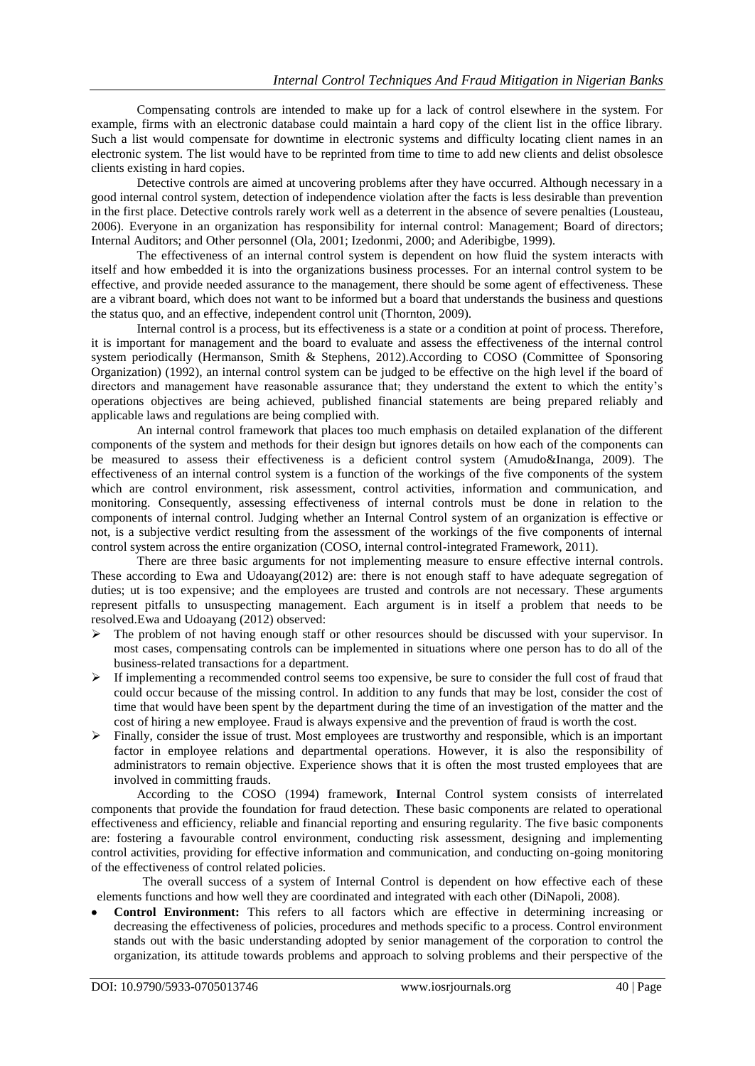Compensating controls are intended to make up for a lack of control elsewhere in the system. For example, firms with an electronic database could maintain a hard copy of the client list in the office library. Such a list would compensate for downtime in electronic systems and difficulty locating client names in an electronic system. The list would have to be reprinted from time to time to add new clients and delist obsolesce clients existing in hard copies.

Detective controls are aimed at uncovering problems after they have occurred. Although necessary in a good internal control system, detection of independence violation after the facts is less desirable than prevention in the first place. Detective controls rarely work well as a deterrent in the absence of severe penalties (Lousteau, 2006). Everyone in an organization has responsibility for internal control: Management; Board of directors; Internal Auditors; and Other personnel (Ola, 2001; Izedonmi, 2000; and Aderibigbe, 1999).

The effectiveness of an internal control system is dependent on how fluid the system interacts with itself and how embedded it is into the organizations business processes. For an internal control system to be effective, and provide needed assurance to the management, there should be some agent of effectiveness. These are a vibrant board, which does not want to be informed but a board that understands the business and questions the status quo, and an effective, independent control unit (Thornton, 2009).

Internal control is a process, but its effectiveness is a state or a condition at point of process. Therefore, it is important for management and the board to evaluate and assess the effectiveness of the internal control system periodically (Hermanson, Smith & Stephens, 2012).According to COSO (Committee of Sponsoring Organization) (1992), an internal control system can be judged to be effective on the high level if the board of directors and management have reasonable assurance that; they understand the extent to which the entity's operations objectives are being achieved, published financial statements are being prepared reliably and applicable laws and regulations are being complied with.

An internal control framework that places too much emphasis on detailed explanation of the different components of the system and methods for their design but ignores details on how each of the components can be measured to assess their effectiveness is a deficient control system (Amudo&Inanga, 2009). The effectiveness of an internal control system is a function of the workings of the five components of the system which are control environment, risk assessment, control activities, information and communication, and monitoring. Consequently, assessing effectiveness of internal controls must be done in relation to the components of internal control. Judging whether an Internal Control system of an organization is effective or not, is a subjective verdict resulting from the assessment of the workings of the five components of internal control system across the entire organization (COSO, internal control-integrated Framework, 2011).

There are three basic arguments for not implementing measure to ensure effective internal controls. These according to Ewa and Udoayang(2012) are: there is not enough staff to have adequate segregation of duties; ut is too expensive; and the employees are trusted and controls are not necessary. These arguments represent pitfalls to unsuspecting management. Each argument is in itself a problem that needs to be resolved.Ewa and Udoayang (2012) observed:

- The problem of not having enough staff or other resources should be discussed with your supervisor. In most cases, compensating controls can be implemented in situations where one person has to do all of the business-related transactions for a department.
- If implementing a recommended control seems too expensive, be sure to consider the full cost of fraud that could occur because of the missing control. In addition to any funds that may be lost, consider the cost of time that would have been spent by the department during the time of an investigation of the matter and the cost of hiring a new employee. Fraud is always expensive and the prevention of fraud is worth the cost.
- Finally, consider the issue of trust. Most employees are trustworthy and responsible, which is an important factor in employee relations and departmental operations. However, it is also the responsibility of administrators to remain objective. Experience shows that it is often the most trusted employees that are involved in committing frauds.

According to the COSO (1994) framework, **I**nternal Control system consists of interrelated components that provide the foundation for fraud detection. These basic components are related to operational effectiveness and efficiency, reliable and financial reporting and ensuring regularity. The five basic components are: fostering a favourable control environment, conducting risk assessment, designing and implementing control activities, providing for effective information and communication, and conducting on-going monitoring of the effectiveness of control related policies.

The overall success of a system of Internal Control is dependent on how effective each of these elements functions and how well they are coordinated and integrated with each other (DiNapoli, 2008).

- **Control Environment:** This refers to all factors which are effective in determining increasing or decreasing the effectiveness of policies, procedures and methods specific to a process. Control environment stands out with the basic understanding adopted by senior management of the corporation to control the organization, its attitude towards problems and approach to solving problems and their perspective of the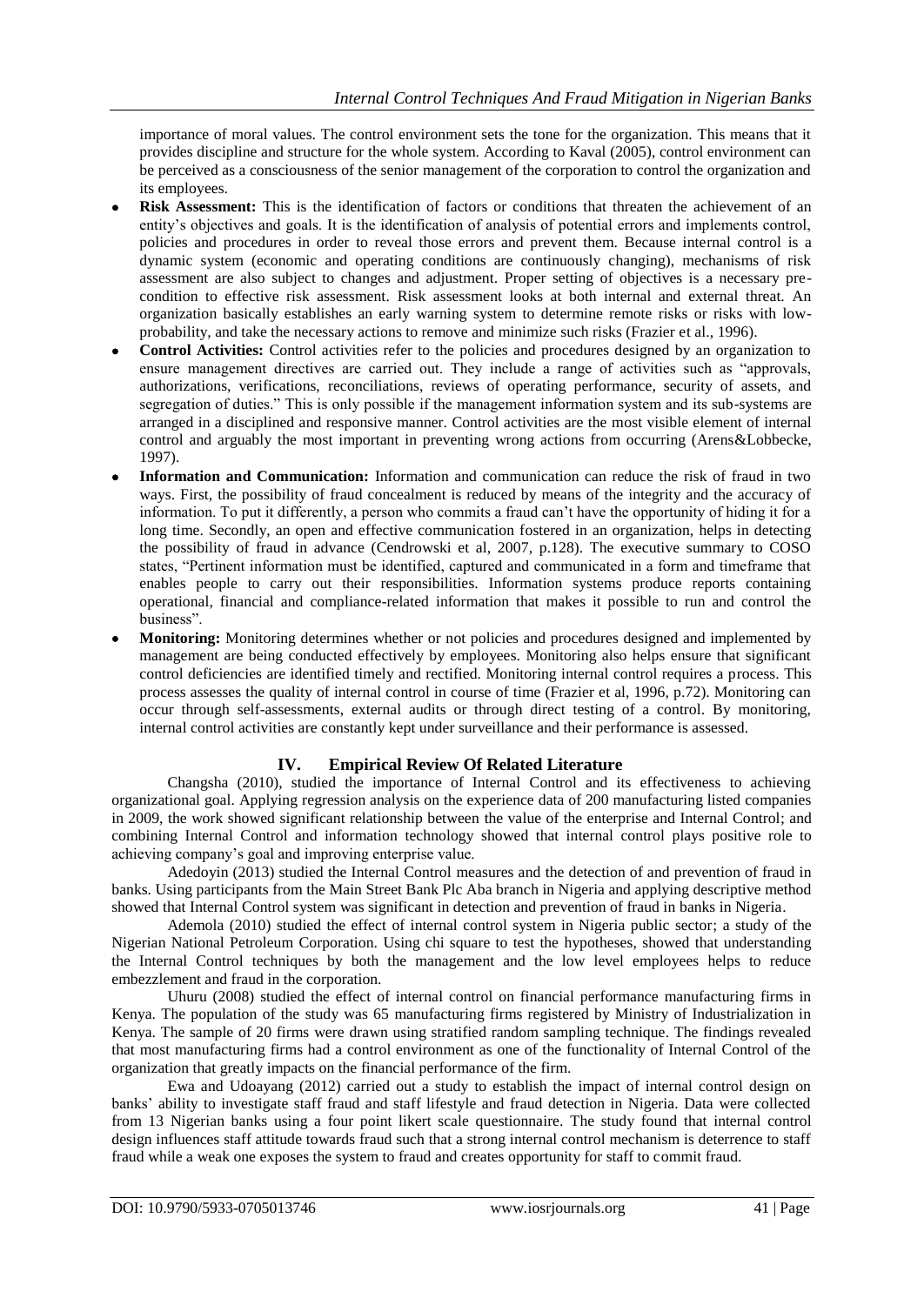importance of moral values. The control environment sets the tone for the organization. This means that it provides discipline and structure for the whole system. According to Kaval (2005), control environment can be perceived as a consciousness of the senior management of the corporation to control the organization and its employees.

- **Risk Assessment:** This is the identification of factors or conditions that threaten the achievement of an entity's objectives and goals. It is the identification of analysis of potential errors and implements control, policies and procedures in order to reveal those errors and prevent them. Because internal control is a dynamic system (economic and operating conditions are continuously changing), mechanisms of risk assessment are also subject to changes and adjustment. Proper setting of objectives is a necessary pre-condition to effective risk assessment. Risk assessment looks at both internal and external threat. An organization basically establishes an early warning system to determine remote risks or risks with low-probability, and take the necessary actions to remove and minimize such risks (Frazier et al., 1996).
- **Control Activities:** Control activities refer to the policies and procedures designed by an organization to ensure management directives are carried out. They include a range of activities such as "approvals, authorizations, verifications, reconciliations, reviews of operating performance, security of assets, and segregation of duties." This is only possible if the management information system and its sub-systems are arranged in a disciplined and responsive manner. Control activities are the most visible element of internal control and arguably the most important in preventing wrong actions from occurring (Arens&Lobbecke, 1997).
- **Information and Communication:** Information and communication can reduce the risk of fraud in two ways. First, the possibility of fraud concealment is reduced by means of the integrity and the accuracy of information. To put it differently, a person who commits a fraud can't have the opportunity of hiding it for a long time. Secondly, an open and effective communication fostered in an organization, helps in detecting the possibility of fraud in advance (Cendrowski et al, 2007, p.128). The executive summary to COSO states, "Pertinent information must be identified, captured and communicated in a form and timeframe that enables people to carry out their responsibilities. Information systems produce reports containing operational, financial and compliance-related information that makes it possible to run and control the business".
- **Monitoring:** Monitoring determines whether or not policies and procedures designed and implemented by management are being conducted effectively by employees. Monitoring also helps ensure that significant control deficiencies are identified timely and rectified. Monitoring internal control requires a process. This process assesses the quality of internal control in course of time (Frazier et al, 1996, p.72). Monitoring can occur through self-assessments, external audits or through direct testing of a control. By monitoring, internal control activities are constantly kept under surveillance and their performance is assessed.

## IV. Empirical Review Of Related Literature

Changsha (2010), studied the importance of Internal Control and its effectiveness to achieving organizational goal. Applying regression analysis on the experience data of 200 manufacturing listed companies in 2009, the work showed significant relationship between the value of the enterprise and Internal Control; and combining Internal Control and information technology showed that internal control plays positive role to achieving company's goal and improving enterprise value.

Adedoyin (2013) studied the Internal Control measures and the detection of and prevention of fraud in banks. Using participants from the Main Street Bank Plc Aba branch in Nigeria and applying descriptive method showed that Internal Control system was significant in detection and prevention of fraud in banks in Nigeria.

Ademola (2010) studied the effect of internal control system in Nigeria public sector; a study of the Nigerian National Petroleum Corporation. Using chi square to test the hypotheses, showed that understanding the Internal Control techniques by both the management and the low level employees helps to reduce embezzlement and fraud in the corporation.

Uhuru (2008) studied the effect of internal control on financial performance manufacturing firms in Kenya. The population of the study was 65 manufacturing firms registered by Ministry of Industrialization in Kenya. The sample of 20 firms were drawn using stratified random sampling technique. The findings revealed that most manufacturing firms had a control environment as one of the functionality of Internal Control of the organization that greatly impacts on the financial performance of the firm.

Ewa and Udoayang (2012) carried out a study to establish the impact of internal control design on banks' ability to investigate staff fraud and staff lifestyle and fraud detection in Nigeria. Data were collected from 13 Nigerian banks using a four point likert scale questionnaire. The study found that internal control design influences staff attitude towards fraud such that a strong internal control mechanism is deterrence to staff fraud while a weak one exposes the system to fraud and creates opportunity for staff to commit fraud.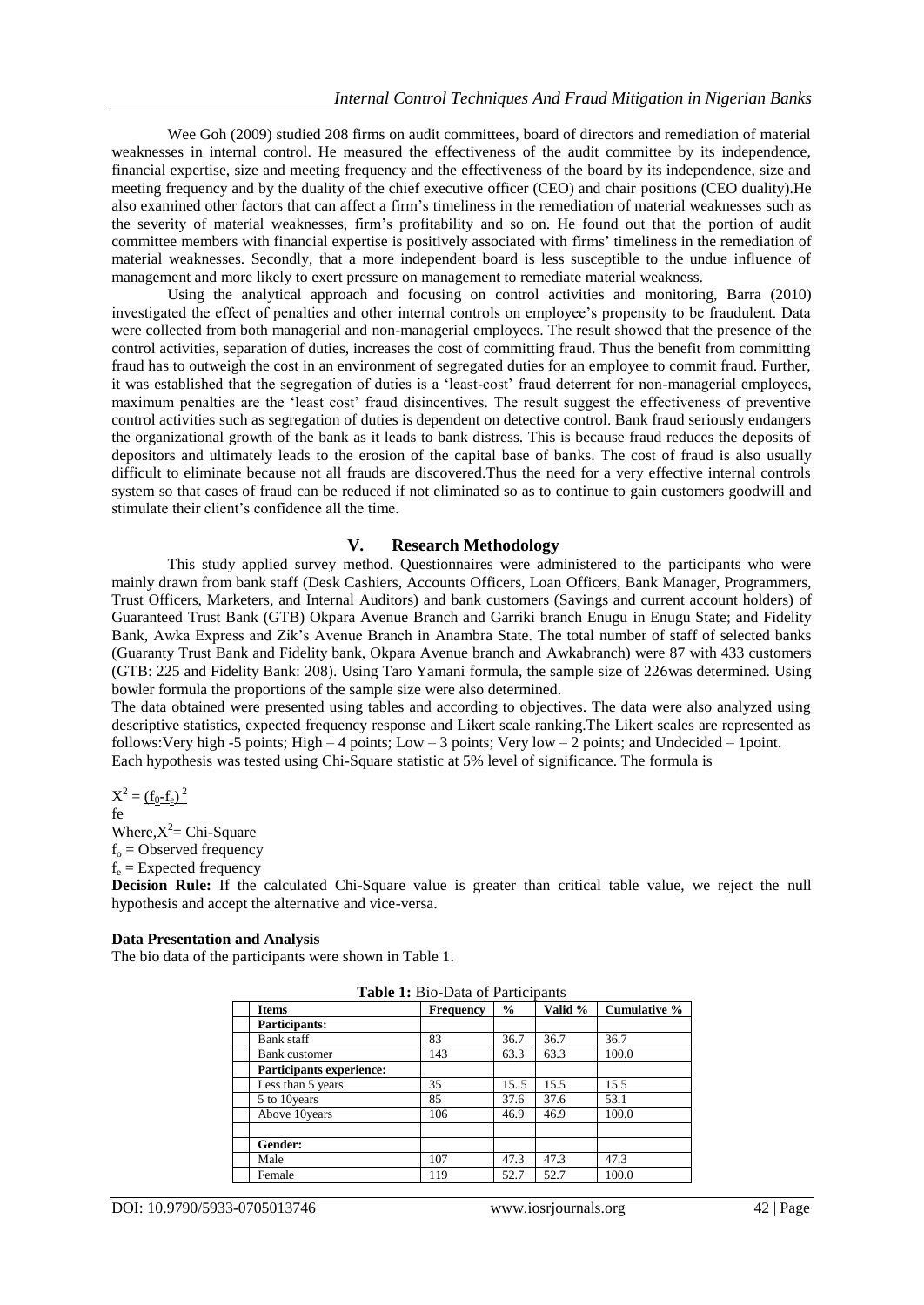Wee Goh (2009) studied 208 firms on audit committees, board of directors and remediation of material weaknesses in internal control. He measured the effectiveness of the audit committee by its independence, financial expertise, size and meeting frequency and the effectiveness of the board by its independence, size and meeting frequency and by the duality of the chief executive officer (CEO) and chair positions (CEO duality).He also examined other factors that can affect a firm's timeliness in the remediation of material weaknesses such as the severity of material weaknesses, firm's profitability and so on. He found out that the portion of audit committee members with financial expertise is positively associated with firms' timeliness in the remediation of material weaknesses. Secondly, that a more independent board is less susceptible to the undue influence of management and more likely to exert pressure on management to remediate material weakness.

Using the analytical approach and focusing on control activities and monitoring, Barra (2010) investigated the effect of penalties and other internal controls on employee's propensity to be fraudulent. Data were collected from both managerial and non-managerial employees. The result showed that the presence of the control activities, separation of duties, increases the cost of committing fraud. Thus the benefit from committing fraud has to outweigh the cost in an environment of segregated duties for an employee to commit fraud. Further, it was established that the segregation of duties is a 'least-cost' fraud deterrent for non-managerial employees, maximum penalties are the 'least cost' fraud disincentives. The result suggest the effectiveness of preventive control activities such as segregation of duties is dependent on detective control. Bank fraud seriously endangers the organizational growth of the bank as it leads to bank distress. This is because fraud reduces the deposits of depositors and ultimately leads to the erosion of the capital base of banks. The cost of fraud is also usually difficult to eliminate because not all frauds are discovered.Thus the need for a very effective internal controls system so that cases of fraud can be reduced if not eliminated so as to continue to gain customers goodwill and stimulate their client's confidence all the time.

## V. Research Methodology

This study applied survey method. Questionnaires were administered to the participants who were mainly drawn from bank staff (Desk Cashiers, Accounts Officers, Loan Officers, Bank Manager, Programmers, Trust Officers, Marketers, and Internal Auditors) and bank customers (Savings and current account holders) of Guaranteed Trust Bank (GTB) Okpara Avenue Branch and Garriki branch Enugu in Enugu State; and Fidelity Bank, Awka Express and Zik's Avenue Branch in Anambra State. The total number of staff of selected banks (Guaranty Trust Bank and Fidelity bank, Okpara Avenue branch and Awkabranch) were 87 with 433 customers (GTB: 225 and Fidelity Bank: 208). Using Taro Yamani formula, the sample size of 226was determined. Using bowler formula the proportions of the sample size were also determined.

The data obtained were presented using tables and according to objectives. The data were also analyzed using descriptive statistics, expected frequency response and Likert scale ranking.The Likert scales are represented as follows:Very high -5 points; High – 4 points; Low – 3 points; Very low – 2 points; and Undecided – 1point.

Each hypothesis was tested using Chi-Square statistic at 5% level of significance. The formula is

$$X^2 = \frac{(f_0 - f_e)^2}{fe}$$

Where, $X^2$ = Chi-Square

$f_o$ = Observed frequency

$f_e$ = Expected frequency

**Decision Rule:** If the calculated Chi-Square value is greater than critical table value, we reject the null hypothesis and accept the alternative and vice-versa.

### Data Presentation and Analysis

The bio data of the participants were shown in Table 1.

**Table 1:** Bio-Data of Participants

| Items | Frequency | % | Valid % | Cumulative % |
|---|---|---|---|---|
| **Participants:** | | | | |
| Bank staff | 83 | 36.7 | 36.7 | 36.7 |
| Bank customer | 143 | 63.3 | 63.3 | 100.0 |
| **Participants experience:** | | | | |
| Less than 5 years | 35 | 15. 5 | 15.5 | 15.5 |
| 5 to 10years | 85 | 37.6 | 37.6 | 53.1 |
| Above 10years | 106 | 46.9 | 46.9 | 100.0 |
| | | | | |
| **Gender:** | | | | |
| Male | 107 | 47.3 | 47.3 | 47.3 |
| Female | 119 | 52.7 | 52.7 | 100.0 |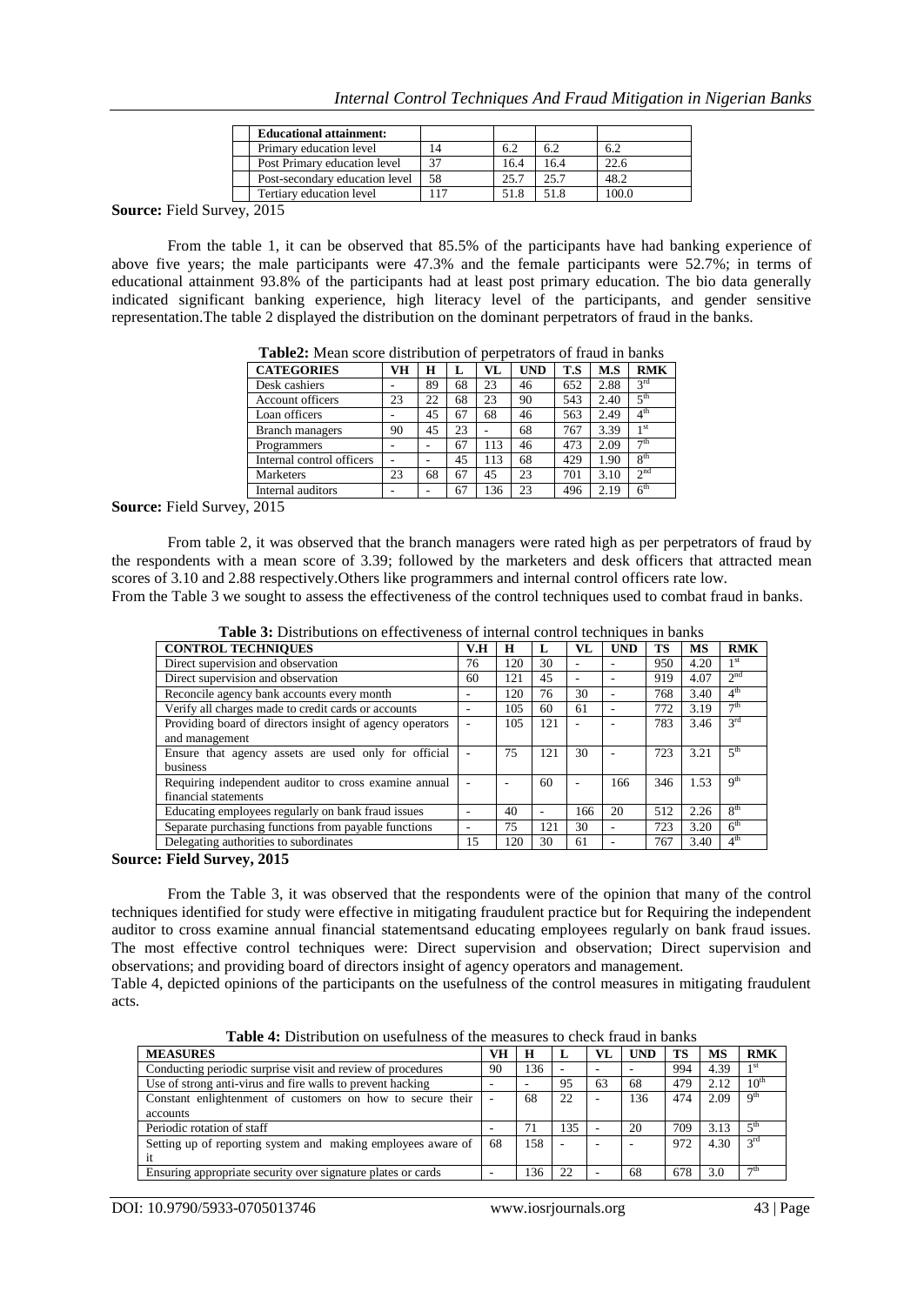| Educational attainment: | | | | |
|---|---|---|---|---|
| Primary education level | 14 | 6.2 | 6.2 | 6.2 |
| Post Primary education level | 37 | 16.4 | 16.4 | 22.6 |
| Post-secondary education level | 58 | 25.7 | 25.7 | 48.2 |
| Tertiary education level | 117 | 51.8 | 51.8 | 100.0 |

**Source:** Field Survey, 2015

From the table 1, it can be observed that 85.5% of the participants have had banking experience of above five years; the male participants were 47.3% and the female participants were 52.7%; in terms of educational attainment 93.8% of the participants had at least post primary education. The bio data generally indicated significant banking experience, high literacy level of the participants, and gender sensitive representation.The table 2 displayed the distribution on the dominant perpetrators of fraud in the banks.

**Table2:** Mean score distribution of perpetrators of fraud in banks

| CATEGORIES | VH | H | L | VL | UND | T.S | M.S | RMK |
|---|---|---|---|---|---|---|---|---|
| Desk cashiers | - | 89 | 68 | 23 | 46 | 652 | 2.88 | 3rd |
| Account officers | 23 | 22 | 68 | 23 | 90 | 543 | 2.40 | 5th |
| Loan officers | - | 45 | 67 | 68 | 46 | 563 | 2.49 | 4th |
| Branch managers | 90 | 45 | 23 | - | 68 | 767 | 3.39 | 1st |
| Programmers | - | - | 67 | 113 | 46 | 473 | 2.09 | 7th |
| Internal control officers | - | - | 45 | 113 | 68 | 429 | 1.90 | 8th |
| Marketers | 23 | 68 | 67 | 45 | 23 | 701 | 3.10 | 2nd |
| Internal auditors | - | - | 67 | 136 | 23 | 496 | 2.19 | 6th |

**Source:** Field Survey, 2015

From table 2, it was observed that the branch managers were rated high as per perpetrators of fraud by the respondents with a mean score of 3.39; followed by the marketers and desk officers that attracted mean scores of 3.10 and 2.88 respectively.Others like programmers and internal control officers rate low.
From the Table 3 we sought to assess the effectiveness of the control techniques used to combat fraud in banks.

**Table 3:** Distributions on effectiveness of internal control techniques in banks

| CONTROL TECHNIQUES | V.H | H | L | VL | UND | TS | MS | RMK |
|---|---|---|---|---|---|---|---|---|
| Direct supervision and observation | 76 | 120 | 30 | - | - | 950 | 4.20 | 1st |
| Direct supervision and observation | 60 | 121 | 45 | - | - | 919 | 4.07 | 2nd |
| Reconcile agency bank accounts every month | - | 120 | 76 | 30 | - | 768 | 3.40 | 4th |
| Verify all charges made to credit cards or accounts | - | 105 | 60 | 61 | - | 772 | 3.19 | 7th |
| Providing board of directors insight of agency operators and management | - | 105 | 121 | - | - | 783 | 3.46 | 3rd |
| Ensure that agency assets are used only for official business | - | 75 | 121 | 30 | - | 723 | 3.21 | 5th |
| Requiring independent auditor to cross examine annual financial statements | - | - | 60 | - | 166 | 346 | 1.53 | 9th |
| Educating employees regularly on bank fraud issues | - | 40 | - | 166 | 20 | 512 | 2.26 | 8th |
| Separate purchasing functions from payable functions | - | 75 | 121 | 30 | - | 723 | 3.20 | 6th |
| Delegating authorities to subordinates | 15 | 120 | 30 | 61 | - | 767 | 3.40 | 4th |

**Source: Field Survey, 2015**

From the Table 3, it was observed that the respondents were of the opinion that many of the control techniques identified for study were effective in mitigating fraudulent practice but for Requiring the independent auditor to cross examine annual financial statementsand educating employees regularly on bank fraud issues. The most effective control techniques were: Direct supervision and observation; Direct supervision and observations; and providing board of directors insight of agency operators and management.
Table 4, depicted opinions of the participants on the usefulness of the control measures in mitigating fraudulent acts.

**Table 4:** Distribution on usefulness of the measures to check fraud in banks

| MEASURES | VH | H | L | VL | UND | TS | MS | RMK |
|---|---|---|---|---|---|---|---|---|
| Conducting periodic surprise visit and review of procedures | 90 | 136 | - | - | - | 994 | 4.39 | 1st |
| Use of strong anti-virus and fire walls to prevent hacking | - | - | 95 | 63 | 68 | 479 | 2.12 | 10th |
| Constant enlightenment of customers on how to secure their accounts | - | 68 | 22 | - | 136 | 474 | 2.09 | 9th |
| Periodic rotation of staff | - | 71 | 135 | - | 20 | 709 | 3.13 | 5th |
| Setting up of reporting system and making employees aware of it | 68 | 158 | - | - | - | 972 | 4.30 | 3rd |
| Ensuring appropriate security over signature plates or cards | - | 136 | 22 | - | 68 | 678 | 3.0 | 7th |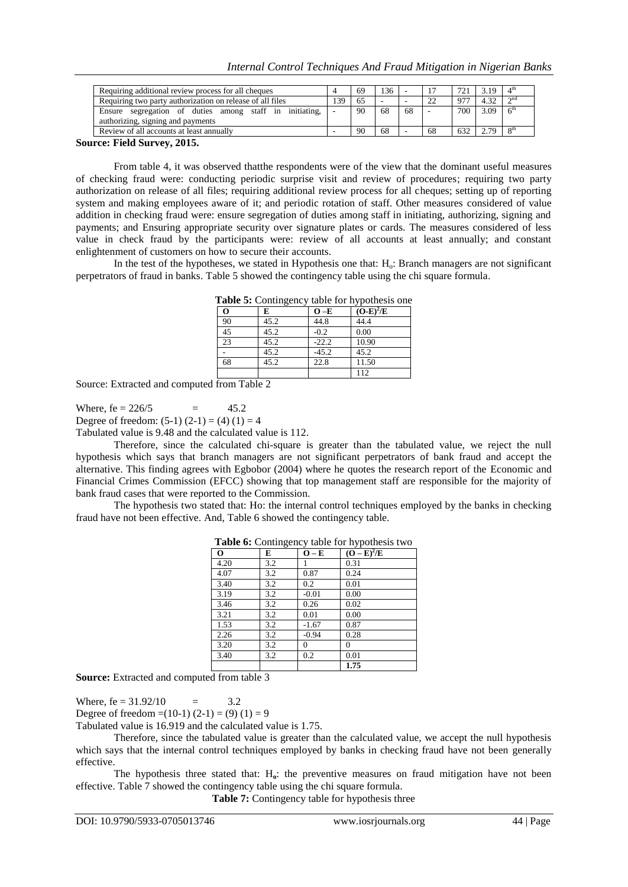| Requiring additional review process for all cheques | 4 | 69 | 136 | - | 17 | 721 | 3.19 | 4th |
|---|---|---|---|---|---|---|---|---|
| Requiring two party authorization on release of all files | 139 | 65 | - | - | 22 | 977 | 4.32 | 2nd |
| Ensure segregation of duties among staff in initiating, authorizing, signing and payments | - | 90 | 68 | 68 | - | 700 | 3.09 | 6th |
| Review of all accounts at least annually | - | 90 | 68 | - | 68 | 632 | 2.79 | 8th |

**Source: Field Survey, 2015.**

From table 4, it was observed thatthe respondents were of the view that the dominant useful measures of checking fraud were: conducting periodic surprise visit and review of procedures; requiring two party authorization on release of all files; requiring additional review process for all cheques; setting up of reporting system and making employees aware of it; and periodic rotation of staff. Other measures considered of value addition in checking fraud were: ensure segregation of duties among staff in initiating, authorizing, signing and payments; and Ensuring appropriate security over signature plates or cards. The measures considered of less value in check fraud by the participants were: review of all accounts at least annually; and constant enlightenment of customers on how to secure their accounts.

In the test of the hypotheses, we stated in Hypothesis one that: $H_o$: Branch managers are not significant perpetrators of fraud in banks. Table 5 showed the contingency table using the chi square formula.

**Table 5:** Contingency table for hypothesis one

| O | E | O –E | $(O-E)^2/E$ |
|---|---|---|---|
| 90 | 45.2 | 44.8 | 44.4 |
| 45 | 45.2 | -0.2 | 0.00 |
| 23 | 45.2 | -22.2 | 10.90 |
| - | 45.2 | -45.2 | 45.2 |
| 68 | 45.2 | 22.8 | 11.50 |
| | | | 112 |

Source: Extracted and computed from Table 2

Where, fe = 226/5 = 45.2

Degree of freedom: (5-1) (2-1) = (4) (1) = 4

Tabulated value is 9.48 and the calculated value is 112.

Therefore, since the calculated chi-square is greater than the tabulated value, we reject the null hypothesis which says that branch managers are not significant perpetrators of bank fraud and accept the alternative. This finding agrees with Egbobor (2004) where he quotes the research report of the Economic and Financial Crimes Commission (EFCC) showing that top management staff are responsible for the majority of bank fraud cases that were reported to the Commission.

The hypothesis two stated that: Ho: the internal control techniques employed by the banks in checking fraud have not been effective. And, Table 6 showed the contingency table.

**Table 6:** Contingency table for hypothesis two

| O | E | O – E | $(O-E)^2/E$ |
|---|---|---|---|
| 4.20 | 3.2 | 1 | 0.31 |
| 4.07 | 3.2 | 0.87 | 0.24 |
| 3.40 | 3.2 | 0.2 | 0.01 |
| 3.19 | 3.2 | -0.01 | 0.00 |
| 3.46 | 3.2 | 0.26 | 0.02 |
| 3.21 | 3.2 | 0.01 | 0.00 |
| 1.53 | 3.2 | -1.67 | 0.87 |
| 2.26 | 3.2 | -0.94 | 0.28 |
| 3.20 | 3.2 | 0 | 0 |
| 3.40 | 3.2 | 0.2 | 0.01 |
| | | | **1.75** |

**Source:** Extracted and computed from table 3

Where, fe = 31.92/10 = 3.2

Degree of freedom =(10-1) (2-1) = (9) (1) = 9

Tabulated value is 16.919 and the calculated value is 1.75.

Therefore, since the tabulated value is greater than the calculated value, we accept the null hypothesis which says that the internal control techniques employed by banks in checking fraud have not been generally effective.

The hypothesis three stated that: $H_o$: the preventive measures on fraud mitigation have not been effective. Table 7 showed the contingency table using the chi square formula.

**Table 7:** Contingency table for hypothesis three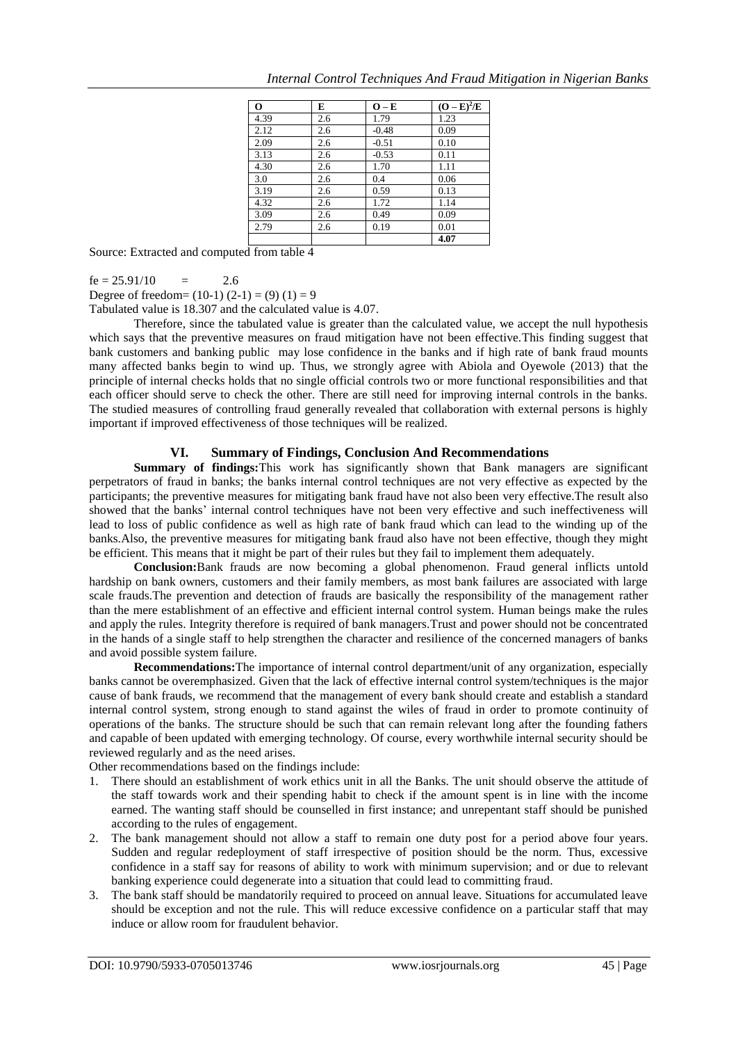| O | E | O – E | $(O – E)^2/E$ |
|---|---|---|---|
| 4.39 | 2.6 | 1.79 | 1.23 |
| 2.12 | 2.6 | -0.48 | 0.09 |
| 2.09 | 2.6 | -0.51 | 0.10 |
| 3.13 | 2.6 | -0.53 | 0.11 |
| 4.30 | 2.6 | 1.70 | 1.11 |
| 3.0 | 2.6 | 0.4 | 0.06 |
| 3.19 | 2.6 | 0.59 | 0.13 |
| 4.32 | 2.6 | 1.72 | 1.14 |
| 3.09 | 2.6 | 0.49 | 0.09 |
| 2.79 | 2.6 | 0.19 | 0.01 |
| | | | **4.07** |

Source: Extracted and computed from table 4

$fe = 25.91/10 \quad = \quad 2.6$

Degree of freedom= $(10-1)(2-1) = (9)(1) = 9$

Tabulated value is 18.307 and the calculated value is 4.07.

Therefore, since the tabulated value is greater than the calculated value, we accept the null hypothesis which says that the preventive measures on fraud mitigation have not been effective.This finding suggest that bank customers and banking public may lose confidence in the banks and if high rate of bank fraud mounts many affected banks begin to wind up. Thus, we strongly agree with Abiola and Oyewole (2013) that the principle of internal checks holds that no single official controls two or more functional responsibilities and that each officer should serve to check the other. There are still need for improving internal controls in the banks. The studied measures of controlling fraud generally revealed that collaboration with external persons is highly important if improved effectiveness of those techniques will be realized.

## VI. Summary of Findings, Conclusion And Recommendations

**Summary of findings:**This work has significantly shown that Bank managers are significant perpetrators of fraud in banks; the banks internal control techniques are not very effective as expected by the participants; the preventive measures for mitigating bank fraud have not also been very effective.The result also showed that the banks' internal control techniques have not been very effective and such ineffectiveness will lead to loss of public confidence as well as high rate of bank fraud which can lead to the winding up of the banks.Also, the preventive measures for mitigating bank fraud also have not been effective, though they might be efficient. This means that it might be part of their rules but they fail to implement them adequately.

**Conclusion:**Bank frauds are now becoming a global phenomenon. Fraud general inflicts untold hardship on bank owners, customers and their family members, as most bank failures are associated with large scale frauds.The prevention and detection of frauds are basically the responsibility of the management rather than the mere establishment of an effective and efficient internal control system. Human beings make the rules and apply the rules. Integrity therefore is required of bank managers.Trust and power should not be concentrated in the hands of a single staff to help strengthen the character and resilience of the concerned managers of banks and avoid possible system failure.

**Recommendations:**The importance of internal control department/unit of any organization, especially banks cannot be overemphasized. Given that the lack of effective internal control system/techniques is the major cause of bank frauds, we recommend that the management of every bank should create and establish a standard internal control system, strong enough to stand against the wiles of fraud in order to promote continuity of operations of the banks. The structure should be such that can remain relevant long after the founding fathers and capable of been updated with emerging technology. Of course, every worthwhile internal security should be reviewed regularly and as the need arises.

Other recommendations based on the findings include:

1. There should an establishment of work ethics unit in all the Banks. The unit should observe the attitude of the staff towards work and their spending habit to check if the amount spent is in line with the income earned. The wanting staff should be counselled in first instance; and unrepentant staff should be punished according to the rules of engagement.
2. The bank management should not allow a staff to remain one duty post for a period above four years. Sudden and regular redeployment of staff irrespective of position should be the norm. Thus, excessive confidence in a staff say for reasons of ability to work with minimum supervision; and or due to relevant banking experience could degenerate into a situation that could lead to committing fraud.
3. The bank staff should be mandatorily required to proceed on annual leave. Situations for accumulated leave should be exception and not the rule. This will reduce excessive confidence on a particular staff that may induce or allow room for fraudulent behavior.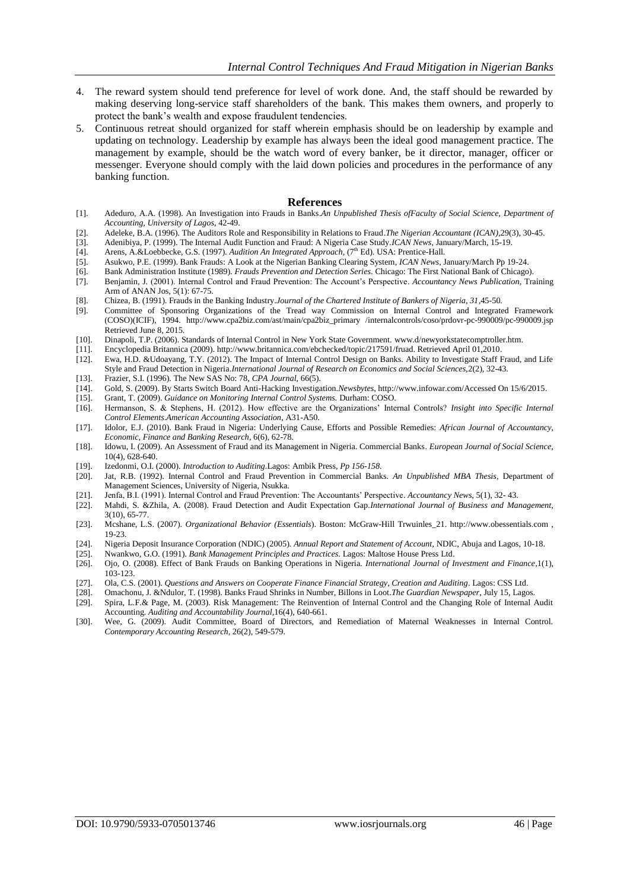4. The reward system should tend preference for level of work done. And, the staff should be rewarded by making deserving long-service staff shareholders of the bank. This makes them owners, and properly to protect the bank's wealth and expose fraudulent tendencies.
5. Continuous retreat should organized for staff wherein emphasis should be on leadership by example and updating on technology. Leadership by example has always been the ideal good management practice. The management by example, should be the watch word of every banker, be it director, manager, officer or messenger. Everyone should comply with the laid down policies and procedures in the performance of any banking function.

## References

[1]. Adeduro, A.A. (1998). An Investigation into Frauds in Banks.*An Unpublished Thesis ofFaculty of Social Science, Department of Accounting, University of Lagos*, 42-49.

[2]. Adeleke, B.A. (1996). The Auditors Role and Responsibility in Relations to Fraud.*The Nigerian Accountant (ICAN)*,29(3), 30-45.

[3]. Adenibiya, P. (1999). The Internal Audit Function and Fraud: A Nigeria Case Study.*ICAN News*, January/March, 15-19.

[4]. Arens, A.&Loebbecke, G.S. (1997). *Audition An Integrated Approach*, (7th Ed). USA: Prentice-Hall.

[5]. Asukwo, P.E. (1999). Bank Frauds: A Look at the Nigerian Banking Clearing System, *ICAN News*, January/March Pp 19-24.

[6]. Bank Administration Institute (1989). *Frauds Prevention and Detection Series.* Chicago: The First National Bank of Chicago).

[7]. Benjamin, J. (2001). Internal Control and Fraud Prevention: The Account's Perspective. *Accountancy News Publication*, Training Arm of ANAN Jos, 5(1): 67-75.

[8]. Chizea, B. (1991). Frauds in the Banking Industry.*Journal of the Chartered Institute of Bankers of Nigeria, 31*,45-50.

[9]. Committee of Sponsoring Organizations of the Tread way Commission on Internal Control and Integrated Framework (COSO)(ICIF), 1994. http://www.cpa2biz.com/ast/main/cpa2biz_primary /internalcontrols/coso/prdovr-pc-990009/pc-990009.jsp Retrieved June 8, 2015.

[10]. Dinapoli, T.P. (2006). Standards of Internal Control in New York State Government. www.d/newyorkstatecomptroller.htm.

[11]. Encyclopedia Britannica (2009). http://www.britannica.com/ebchecked/topic/217591/fruad. Retrieved April 01,2010.

[12]. Ewa, H.D. &Udoayang, T.Y. (2012). The Impact of Internal Control Design on Banks. Ability to Investigate Staff Fraud, and Life Style and Fraud Detection in Nigeria.*International Journal of Research on Economics and Social Sciences*,2(2), 32-43.

[13]. Frazier, S.I. (1996). The New SAS No: 78, *CPA Journal*, 66(5).

[14]. Gold, S. (2009). By Starts Switch Board Anti-Hacking Investigation.*Newsbytes*, http://www.infowar.com/Accessed On 15/6/2015.

[15]. Grant, T. (2009). *Guidance on Monitoring Internal Control Systems.* Durham: COSO.

[16]. Hermanson, S. & Stephens, H. (2012). How effective are the Organizations' Internal Controls? *Insight into Specific Internal Control Elements.American Accounting Association*, A31-A50.

[17]. Idolor, E.J. (2010). Bank Fraud in Nigeria: Underlying Cause, Efforts and Possible Remedies: *African Journal of Accountancy, Economic, Finance and Banking Research*, 6(6), 62-78.

[18]. Idowu, I. (2009). An Assessment of Fraud and its Management in Nigeria. Commercial Banks. *European Journal of Social Science*, 10(4), 628-640.

[19]. Izedonmi, O.I. (2000). *Introduction to Auditing*.Lagos: Ambik Press, *Pp 156-158.*

[20]. Jat, R.B. (1992). Internal Control and Fraud Prevention in Commercial Banks. *An Unpublished MBA Thesis*, Department of Management Sciences, University of Nigeria, Nsukka.

[21]. Jenfa, B.I. (1991). Internal Control and Fraud Prevention: The Accountants' Perspective. *Accountancy News*, 5(1), 32- 43.

[22]. Mahdi, S. &Zhila, A. (2008). Fraud Detection and Audit Expectation Gap.*International Journal of Business and Management*, 3(10), 65-77.

[23]. Mcshane, L.S. (2007). *Organizational Behavior (Essentials*). Boston: McGraw-Hill Trwuinles_21. http://www.obessentials.com , 19-23.

[24]. Nigeria Deposit Insurance Corporation (NDIC) (2005). *Annual Report and Statement of Account*, NDIC, Abuja and Lagos, 10-18.

[25]. Nwankwo, G.O. (1991). *Bank Management Principles and Practices.* Lagos: Maltose House Press Ltd.

[26]. Ojo, O. (2008). Effect of Bank Frauds on Banking Operations in Nigeria. *International Journal of Investment and Finance*,1(1), 103-123.

[27]. Ola, C.S. (2001). *Questions and Answers on Cooperate Finance Financial Strategy, Creation and Auditing*. Lagos: CSS Ltd.

[28]. Omachonu, J. &Ndulor, T. (1998). Banks Fraud Shrinks in Number, Billons in Loot.*The Guardian Newspaper*, July 15, Lagos.

[29]. Spira, L.F.& Page, M. (2003). Risk Management: The Reinvention of Internal Control and the Changing Role of Internal Audit Accounting. *Auditing and Accountability Journal*,16(4), 640-661.

[30]. Wee, G. (2009). Audit Committee, Board of Directors, and Remediation of Maternal Weaknesses in Internal Control. *Contemporary Accounting Research*, 26(2), 549-579.